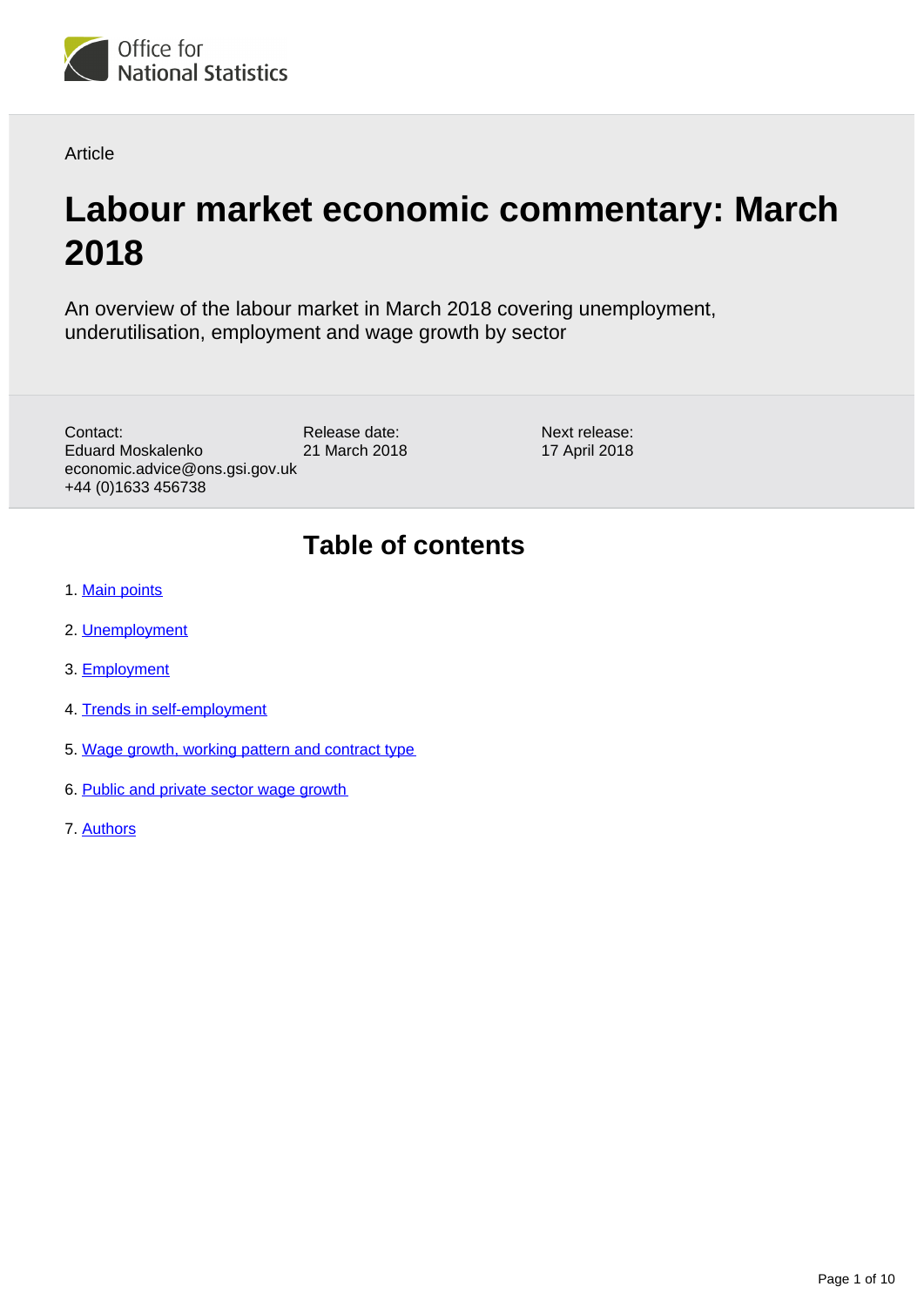Office for National Statistics

Article

# Labour market economic commentary: March 2018

An overview of the labour market in March 2018 covering unemployment, underutilisation, employment and wage growth by sector

Contact:
Eduard Moskalenko
economic.advice@ons.gsi.gov.uk
+44 (0)1633 456738

Release date:
21 March 2018

Next release:
17 April 2018

## Table of contents

1. Main points
2. Unemployment
3. Employment
4. Trends in self-employment
5. Wage growth, working pattern and contract type
6. Public and private sector wage growth
7. Authors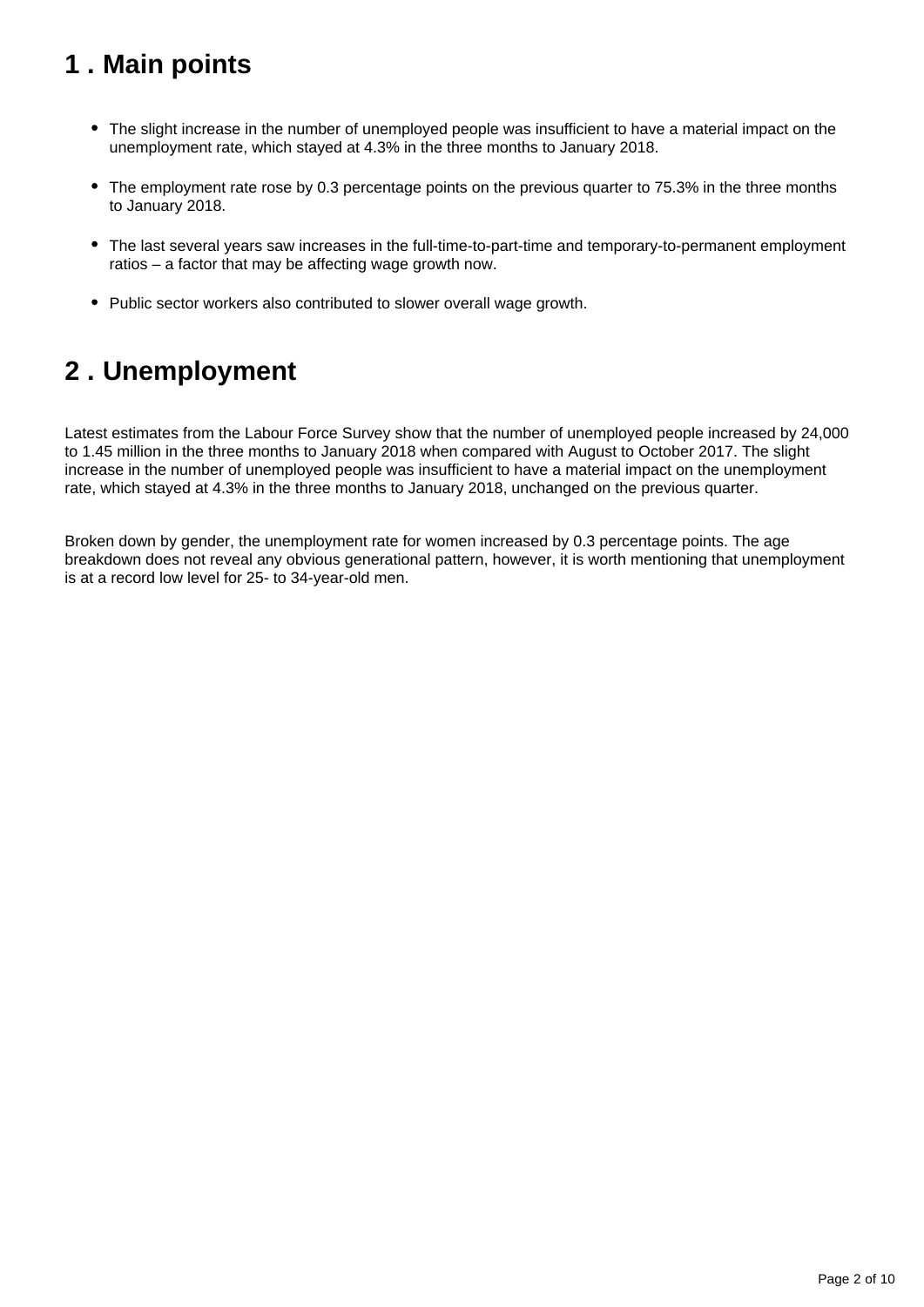## 1 . Main points

- The slight increase in the number of unemployed people was insufficient to have a material impact on the unemployment rate, which stayed at 4.3% in the three months to January 2018.
- The employment rate rose by 0.3 percentage points on the previous quarter to 75.3% in the three months to January 2018.
- The last several years saw increases in the full-time-to-part-time and temporary-to-permanent employment ratios – a factor that may be affecting wage growth now.
- Public sector workers also contributed to slower overall wage growth.

## 2 . Unemployment

Latest estimates from the Labour Force Survey show that the number of unemployed people increased by 24,000 to 1.45 million in the three months to January 2018 when compared with August to October 2017. The slight increase in the number of unemployed people was insufficient to have a material impact on the unemployment rate, which stayed at 4.3% in the three months to January 2018, unchanged on the previous quarter.

Broken down by gender, the unemployment rate for women increased by 0.3 percentage points. The age breakdown does not reveal any obvious generational pattern, however, it is worth mentioning that unemployment is at a record low level for 25- to 34-year-old men.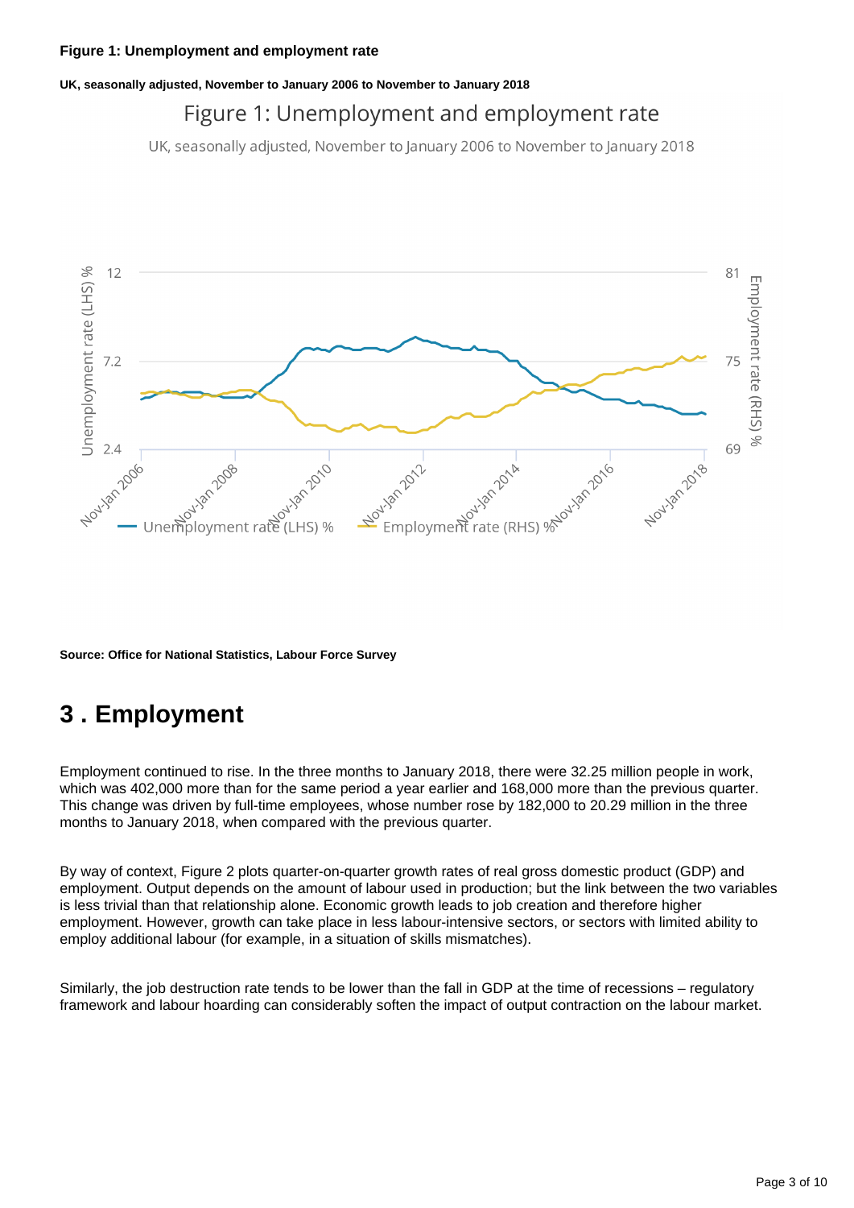**Figure 1: Unemployment and employment rate**

**UK, seasonally adjusted, November to January 2006 to November to January 2018**

Figure 1: Unemployment and employment rate

UK, seasonally adjusted, November to January 2006 to November to January 2018

Unemployment rate (LHS) %

12

7.2

2.4

Employment rate (RHS) %

81

75

69

Nov-Jan 2006

Nov-Jan 2008

Nov-Jan 2010

Nov-Jan 2012

Nov-Jan 2014

Nov-Jan 2016

Nov-Jan 2018

Unemployment rate (LHS) %

Employment rate (RHS) %

**Source: Office for National Statistics, Labour Force Survey**

# 3 . Employment

Employment continued to rise. In the three months to January 2018, there were 32.25 million people in work, which was 402,000 more than for the same period a year earlier and 168,000 more than the previous quarter. This change was driven by full-time employees, whose number rose by 182,000 to 20.29 million in the three months to January 2018, when compared with the previous quarter.

By way of context, Figure 2 plots quarter-on-quarter growth rates of real gross domestic product (GDP) and employment. Output depends on the amount of labour used in production; but the link between the two variables is less trivial than that relationship alone. Economic growth leads to job creation and therefore higher employment. However, growth can take place in less labour-intensive sectors, or sectors with limited ability to employ additional labour (for example, in a situation of skills mismatches).

Similarly, the job destruction rate tends to be lower than the fall in GDP at the time of recessions – regulatory framework and labour hoarding can considerably soften the impact of output contraction on the labour market.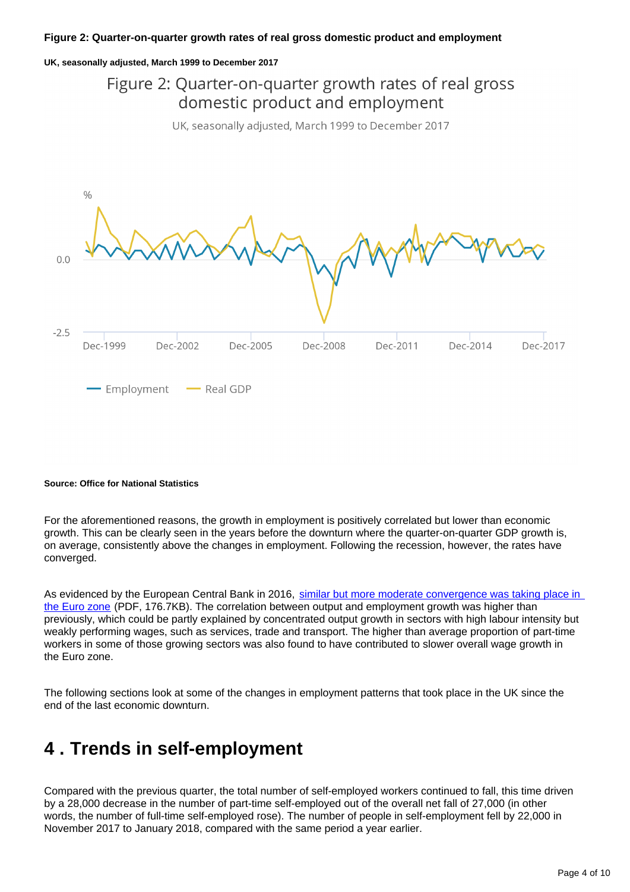**Figure 2: Quarter-on-quarter growth rates of real gross domestic product and employment**

**UK, seasonally adjusted, March 1999 to December 2017**

Figure 2: Quarter-on-quarter growth rates of real gross domestic product and employment

UK, seasonally adjusted, March 1999 to December 2017

%

0.0

-2.5

Dec-1999 Dec-2002 Dec-2005 Dec-2008 Dec-2011 Dec-2014 Dec-2017

Employment Real GDP

**Source: Office for National Statistics**

For the aforementioned reasons, the growth in employment is positively correlated but lower than economic growth. This can be clearly seen in the years before the downturn where the quarter-on-quarter GDP growth is, on average, consistently above the changes in employment. Following the recession, however, the rates have converged.

As evidenced by the European Central Bank in 2016, [similar but more moderate convergence was taking place in the Euro zone](#) (PDF, 176.7KB). The correlation between output and employment growth was higher than previously, which could be partly explained by concentrated output growth in sectors with high labour intensity but weakly performing wages, such as services, trade and transport. The higher than average proportion of part-time workers in some of those growing sectors was also found to have contributed to slower overall wage growth in the Euro zone.

The following sections look at some of the changes in employment patterns that took place in the UK since the end of the last economic downturn.

# 4 . Trends in self-employment

Compared with the previous quarter, the total number of self-employed workers continued to fall, this time driven by a 28,000 decrease in the number of part-time self-employed out of the overall net fall of 27,000 (in other words, the number of full-time self-employed rose). The number of people in self-employment fell by 22,000 in November 2017 to January 2018, compared with the same period a year earlier.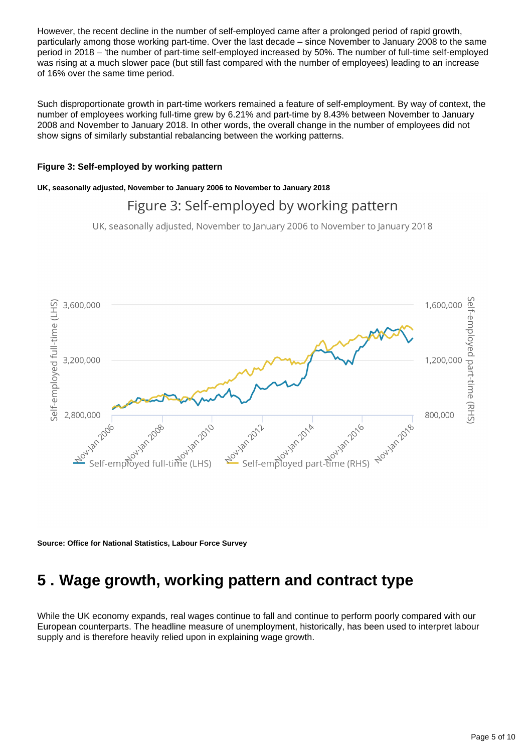However, the recent decline in the number of self-employed came after a prolonged period of rapid growth, particularly among those working part-time. Over the last decade – since November to January 2008 to the same period in 2018 – 'the number of part-time self-employed increased by 50%. The number of full-time self-employed was rising at a much slower pace (but still fast compared with the number of employees) leading to an increase of 16% over the same time period.

Such disproportionate growth in part-time workers remained a feature of self-employment. By way of context, the number of employees working full-time grew by 6.21% and part-time by 8.43% between November to January 2008 and November to January 2018. In other words, the overall change in the number of employees did not show signs of similarly substantial rebalancing between the working patterns.

**Figure 3: Self-employed by working pattern**

**UK, seasonally adjusted, November to January 2006 to November to January 2018**

Figure 3: Self-employed by working pattern

UK, seasonally adjusted, November to January 2006 to November to January 2018

Self-employed full-time (LHS)

3,600,000
3,200,000
2,800,000

Self-employed part-time (RHS)

1,600,000
1,200,000
800,000

Nov-Jan 2006
Nov-Jan 2008
Nov-Jan 2010
Nov-Jan 2012
Nov-Jan 2014
Nov-Jan 2016
Nov-Jan 2018

Self-employed full-time (LHS)
Self-employed part-time (RHS)

**Source: Office for National Statistics, Labour Force Survey**

## 5 . Wage growth, working pattern and contract type

While the UK economy expands, real wages continue to fall and continue to perform poorly compared with our European counterparts. The headline measure of unemployment, historically, has been used to interpret labour supply and is therefore heavily relied upon in explaining wage growth.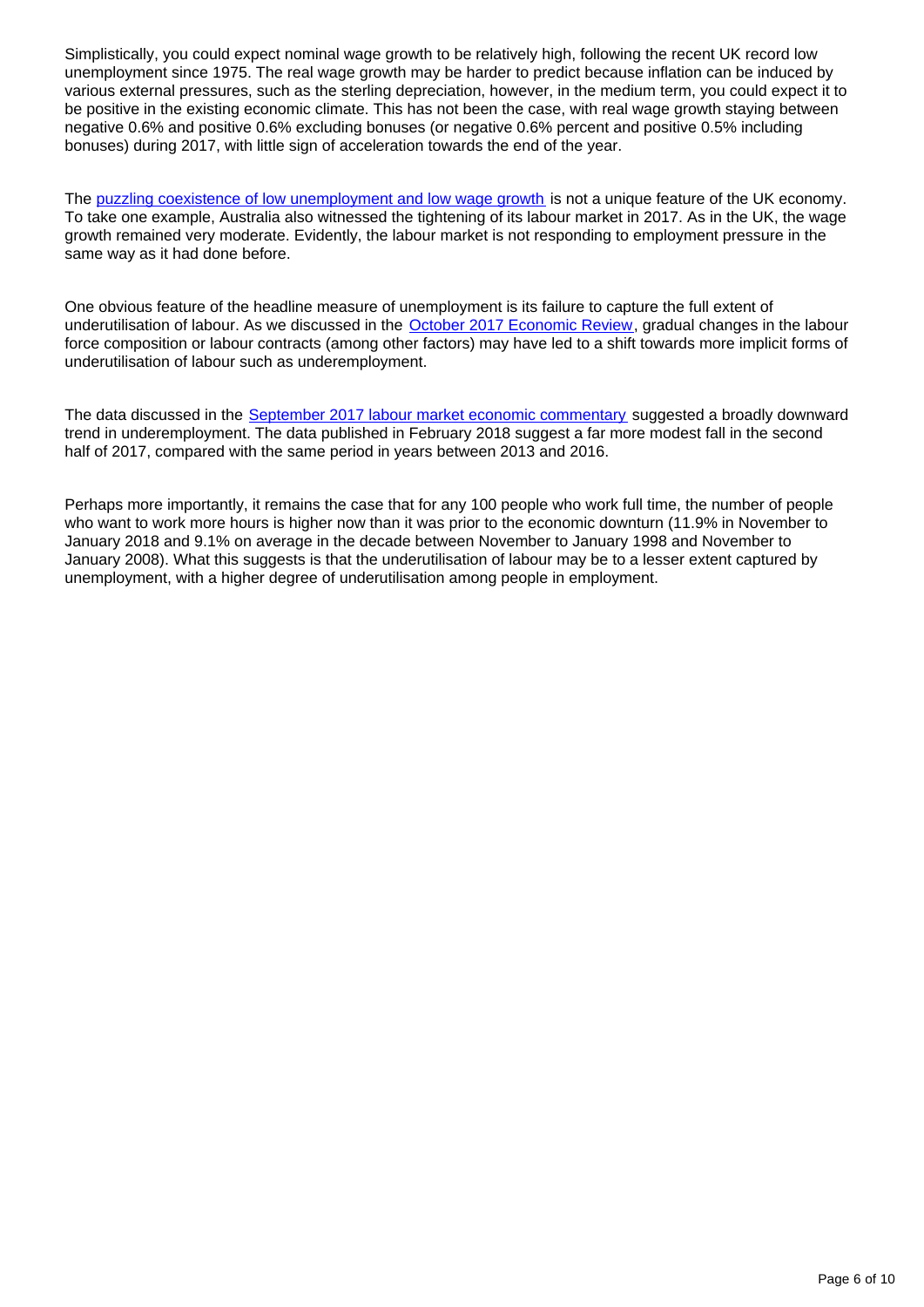Simplistically, you could expect nominal wage growth to be relatively high, following the recent UK record low unemployment since 1975. The real wage growth may be harder to predict because inflation can be induced by various external pressures, such as the sterling depreciation, however, in the medium term, you could expect it to be positive in the existing economic climate. This has not been the case, with real wage growth staying between negative 0.6% and positive 0.6% excluding bonuses (or negative 0.6% percent and positive 0.5% including bonuses) during 2017, with little sign of acceleration towards the end of the year.

The puzzling coexistence of low unemployment and low wage growth is not a unique feature of the UK economy. To take one example, Australia also witnessed the tightening of its labour market in 2017. As in the UK, the wage growth remained very moderate. Evidently, the labour market is not responding to employment pressure in the same way as it had done before.

One obvious feature of the headline measure of unemployment is its failure to capture the full extent of underutilisation of labour. As we discussed in the October 2017 Economic Review, gradual changes in the labour force composition or labour contracts (among other factors) may have led to a shift towards more implicit forms of underutilisation of labour such as underemployment.

The data discussed in the September 2017 labour market economic commentary suggested a broadly downward trend in underemployment. The data published in February 2018 suggest a far more modest fall in the second half of 2017, compared with the same period in years between 2013 and 2016.

Perhaps more importantly, it remains the case that for any 100 people who work full time, the number of people who want to work more hours is higher now than it was prior to the economic downturn (11.9% in November to January 2018 and 9.1% on average in the decade between November to January 1998 and November to January 2008). What this suggests is that the underutilisation of labour may be to a lesser extent captured by unemployment, with a higher degree of underutilisation among people in employment.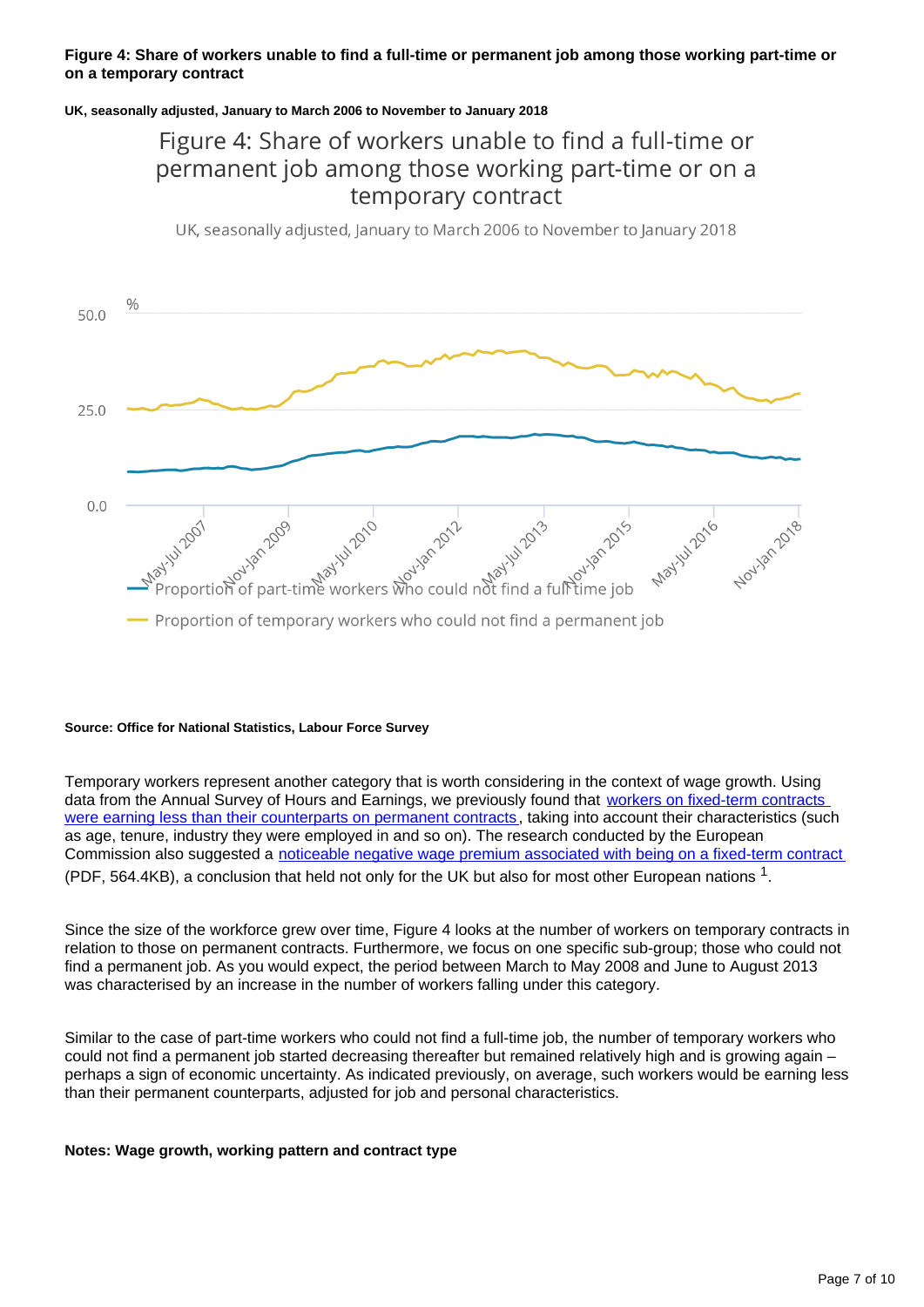**Figure 4: Share of workers unable to find a full-time or permanent job among those working part-time or on a temporary contract**

**UK, seasonally adjusted, January to March 2006 to November to January 2018**

Figure 4: Share of workers unable to find a full-time or permanent job among those working part-time or on a temporary contract

UK, seasonally adjusted, January to March 2006 to November to January 2018

%

50.0

25.0

0.0

May-Jul 2007

Nov-Jan 2009

May-Jul 2010

Nov-Jan 2012

May-Jul 2013

Nov-Jan 2015

May-Jul 2016

Nov-Jan 2018

Proportion of part-time workers who could not find a full-time job

Proportion of temporary workers who could not find a permanent job

**Source: Office for National Statistics, Labour Force Survey**

Temporary workers represent another category that is worth considering in the context of wage growth. Using data from the Annual Survey of Hours and Earnings, we previously found that workers on fixed-term contracts were earning less than their counterparts on permanent contracts, taking into account their characteristics (such as age, tenure, industry they were employed in and so on). The research conducted by the European Commission also suggested a noticeable negative wage premium associated with being on a fixed-term contract (PDF, 564.4KB), a conclusion that held not only for the UK but also for most other European nations [1].

Since the size of the workforce grew over time, Figure 4 looks at the number of workers on temporary contracts in relation to those on permanent contracts. Furthermore, we focus on one specific sub-group; those who could not find a permanent job. As you would expect, the period between March to May 2008 and June to August 2013 was characterised by an increase in the number of workers falling under this category.

Similar to the case of part-time workers who could not find a full-time job, the number of temporary workers who could not find a permanent job started decreasing thereafter but remained relatively high and is growing again – perhaps a sign of economic uncertainty. As indicated previously, on average, such workers would be earning less than their permanent counterparts, adjusted for job and personal characteristics.

**Notes: Wage growth, working pattern and contract type**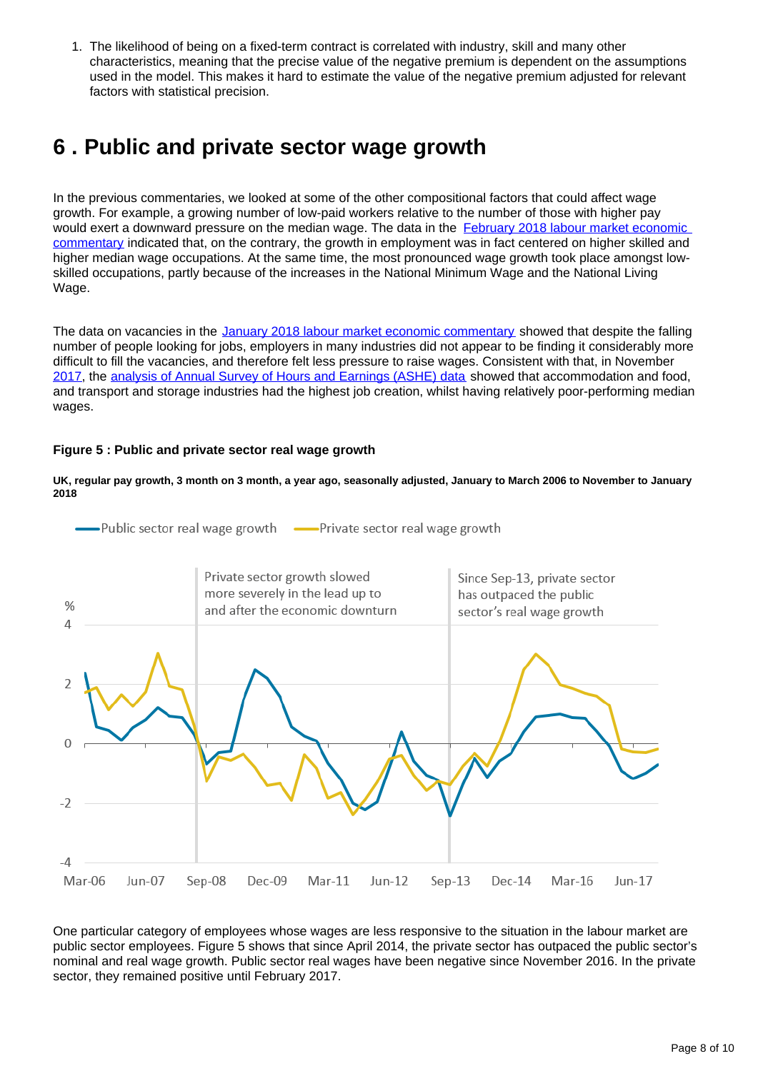1. The likelihood of being on a fixed-term contract is correlated with industry, skill and many other characteristics, meaning that the precise value of the negative premium is dependent on the assumptions used in the model. This makes it hard to estimate the value of the negative premium adjusted for relevant factors with statistical precision.

# 6 . Public and private sector wage growth

In the previous commentaries, we looked at some of the other compositional factors that could affect wage growth. For example, a growing number of low-paid workers relative to the number of those with higher pay would exert a downward pressure on the median wage. The data in the February 2018 labour market economic commentary indicated that, on the contrary, the growth in employment was in fact centered on higher skilled and higher median wage occupations. At the same time, the most pronounced wage growth took place amongst low-skilled occupations, partly because of the increases in the National Minimum Wage and the National Living Wage.

The data on vacancies in the January 2018 labour market economic commentary showed that despite the falling number of people looking for jobs, employers in many industries did not appear to be finding it considerably more difficult to fill the vacancies, and therefore felt less pressure to raise wages. Consistent with that, in November 2017, the analysis of Annual Survey of Hours and Earnings (ASHE) data showed that accommodation and food, and transport and storage industries had the highest job creation, whilst having relatively poor-performing median wages.

**Figure 5 : Public and private sector real wage growth**

**UK, regular pay growth, 3 month on 3 month, a year ago, seasonally adjusted, January to March 2006 to November to January 2018**

Public sector real wage growth
Private sector real wage growth

Private sector growth slowed more severely in the lead up to and after the economic downturn

Since Sep-13, private sector has outpaced the public sector's real wage growth

%
4
2
0
-2
-4

Mar-06
Jun-07
Sep-08
Dec-09
Mar-11
Jun-12
Sep-13
Dec-14
Mar-16
Jun-17

One particular category of employees whose wages are less responsive to the situation in the labour market are public sector employees. Figure 5 shows that since April 2014, the private sector has outpaced the public sector's nominal and real wage growth. Public sector real wages have been negative since November 2016. In the private sector, they remained positive until February 2017.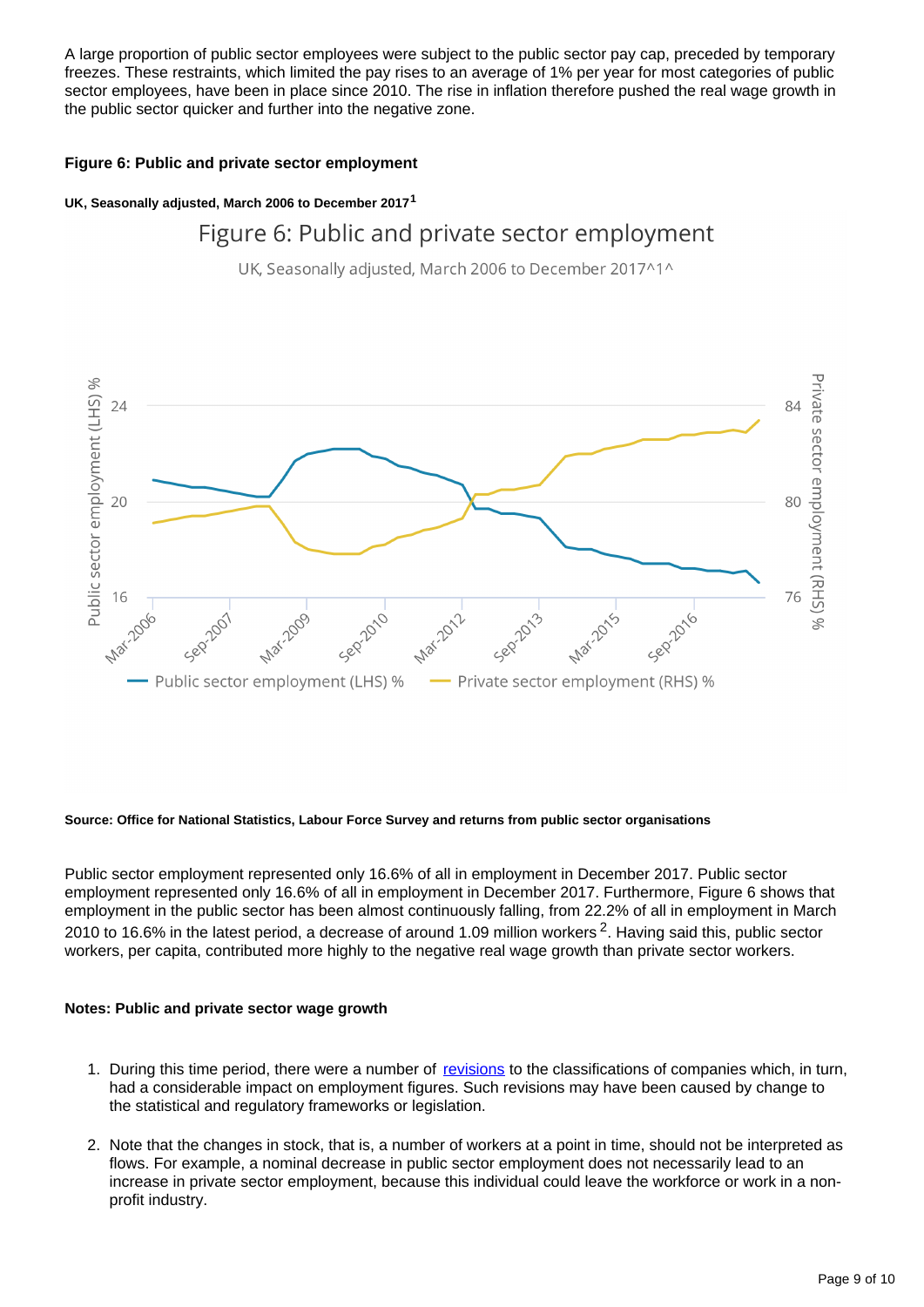A large proportion of public sector employees were subject to the public sector pay cap, preceded by temporary freezes. These restraints, which limited the pay rises to an average of 1% per year for most categories of public sector employees, have been in place since 2010. The rise in inflation therefore pushed the real wage growth in the public sector quicker and further into the negative zone.

### Figure 6: Public and private sector employment

**UK, Seasonally adjusted, March 2006 to December 2017[1]**

Figure 6: Public and private sector employment

UK, Seasonally adjusted, March 2006 to December 2017^1^

Public sector employment (LHS) %

24
20
16

Private sector employment (RHS) %

84
80
76

Mar-2006
Sep-2007
Mar-2009
Sep-2010
Mar-2012
Sep-2013
Mar-2015
Sep-2016

Public sector employment (LHS) %
Private sector employment (RHS) %

**Source: Office for National Statistics, Labour Force Survey and returns from public sector organisations**

Public sector employment represented only 16.6% of all in employment in December 2017. Public sector employment represented only 16.6% of all in employment in December 2017. Furthermore, Figure 6 shows that employment in the public sector has been almost continuously falling, from 22.2% of all in employment in March 2010 to 16.6% in the latest period, a decrease of around 1.09 million workers[2]. Having said this, public sector workers, per capita, contributed more highly to the negative real wage growth than private sector workers.

### Notes: Public and private sector wage growth

1. During this time period, there were a number of revisions to the classifications of companies which, in turn, had a considerable impact on employment figures. Such revisions may have been caused by change to the statistical and regulatory frameworks or legislation.

2. Note that the changes in stock, that is, a number of workers at a point in time, should not be interpreted as flows. For example, a nominal decrease in public sector employment does not necessarily lead to an increase in private sector employment, because this individual could leave the workforce or work in a non-profit industry.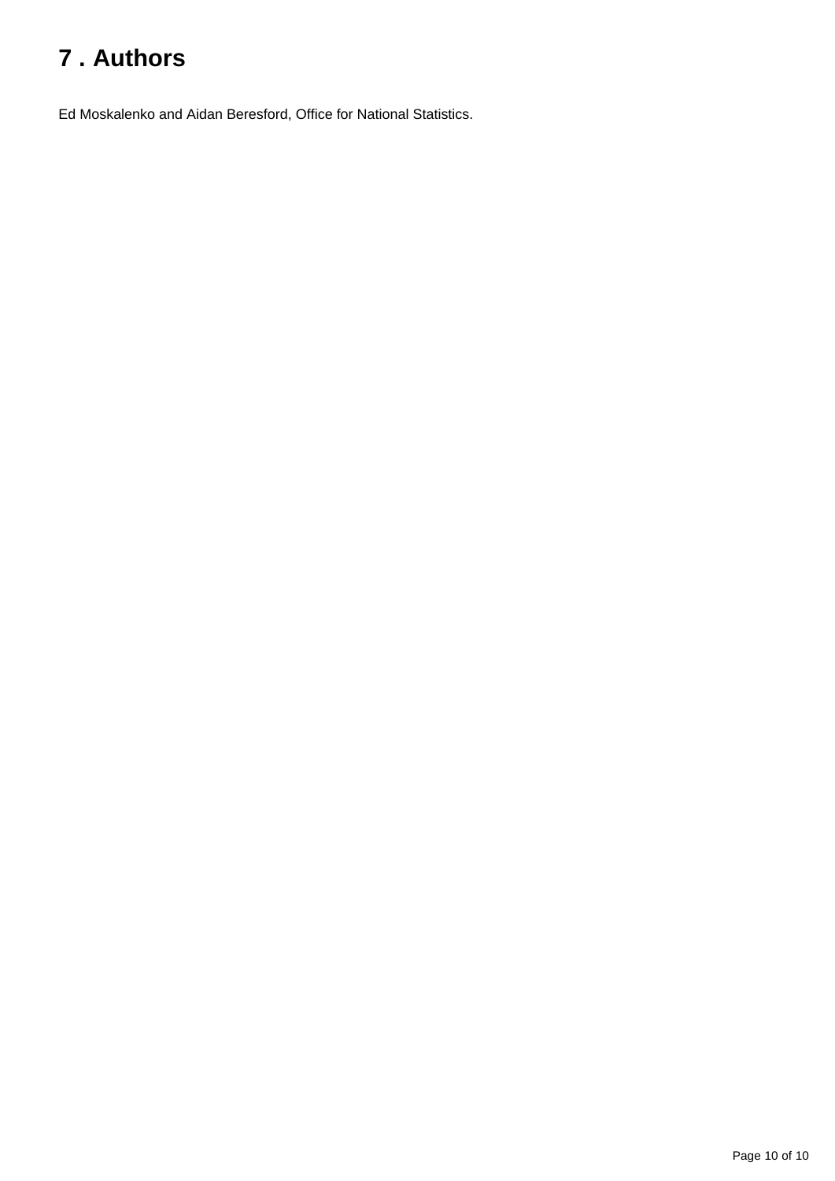## 7 . Authors

Ed Moskalenko and Aidan Beresford, Office for National Statistics.